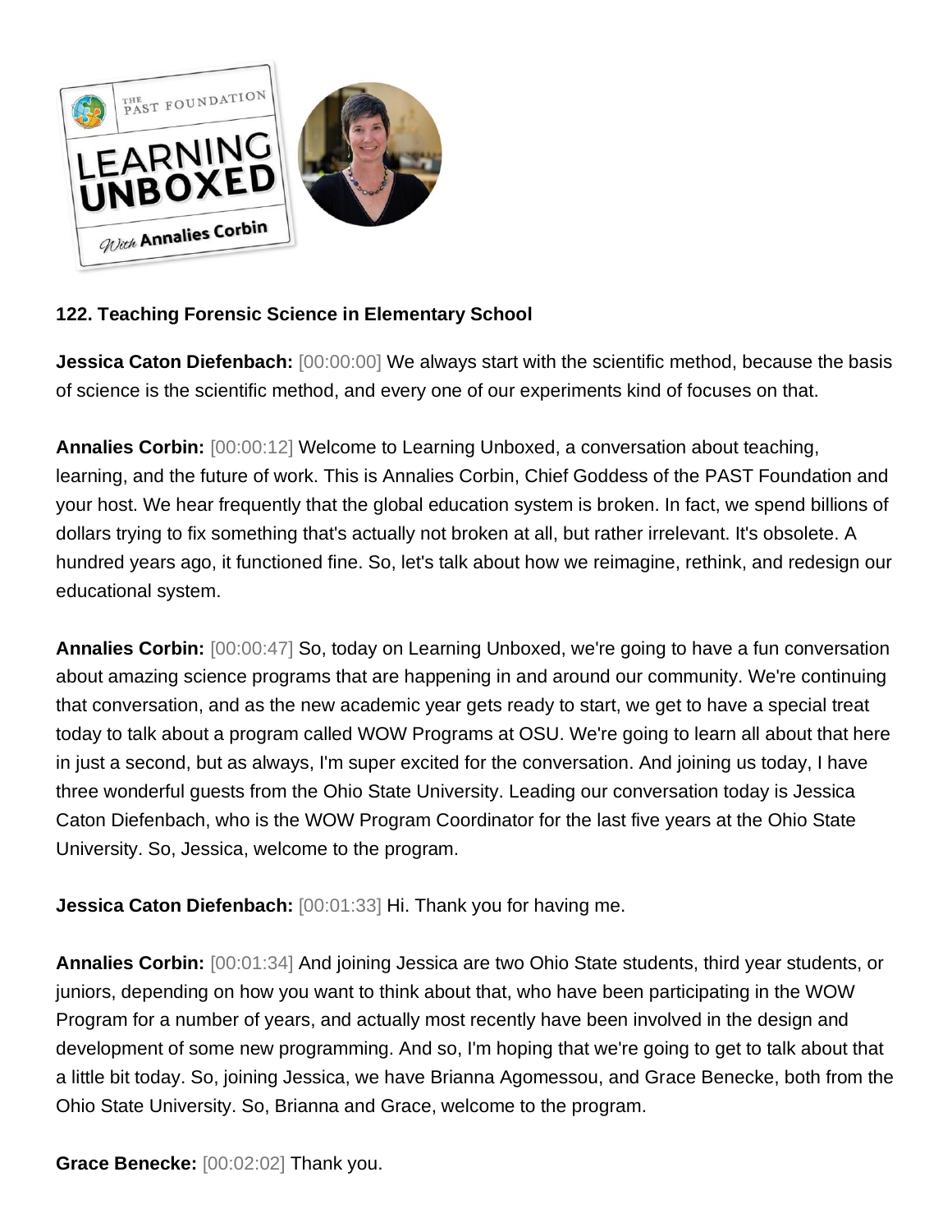**122. Teaching Forensic Science in Elementary School**

**Jessica Caton Diefenbach:** [00:00:00] We always start with the scientific method, because the basis of science is the scientific method, and every one of our experiments kind of focuses on that.

**Annalies Corbin:** [00:00:12] Welcome to Learning Unboxed, a conversation about teaching, learning, and the future of work. This is Annalies Corbin, Chief Goddess of the PAST Foundation and your host. We hear frequently that the global education system is broken. In fact, we spend billions of dollars trying to fix something that's actually not broken at all, but rather irrelevant. It's obsolete. A hundred years ago, it functioned fine. So, let's talk about how we reimagine, rethink, and redesign our educational system.

**Annalies Corbin:** [00:00:47] So, today on Learning Unboxed, we're going to have a fun conversation about amazing science programs that are happening in and around our community. We're continuing that conversation, and as the new academic year gets ready to start, we get to have a special treat today to talk about a program called WOW Programs at OSU. We're going to learn all about that here in just a second, but as always, I'm super excited for the conversation. And joining us today, I have three wonderful guests from the Ohio State University. Leading our conversation today is Jessica Caton Diefenbach, who is the WOW Program Coordinator for the last five years at the Ohio State University. So, Jessica, welcome to the program.

**Jessica Caton Diefenbach:** [00:01:33] Hi. Thank you for having me.

**Annalies Corbin:** [00:01:34] And joining Jessica are two Ohio State students, third year students, or juniors, depending on how you want to think about that, who have been participating in the WOW Program for a number of years, and actually most recently have been involved in the design and development of some new programming. And so, I'm hoping that we're going to get to talk about that a little bit today. So, joining Jessica, we have Brianna Agomessou, and Grace Benecke, both from the Ohio State University. So, Brianna and Grace, welcome to the program.

**Grace Benecke:** [00:02:02] Thank you.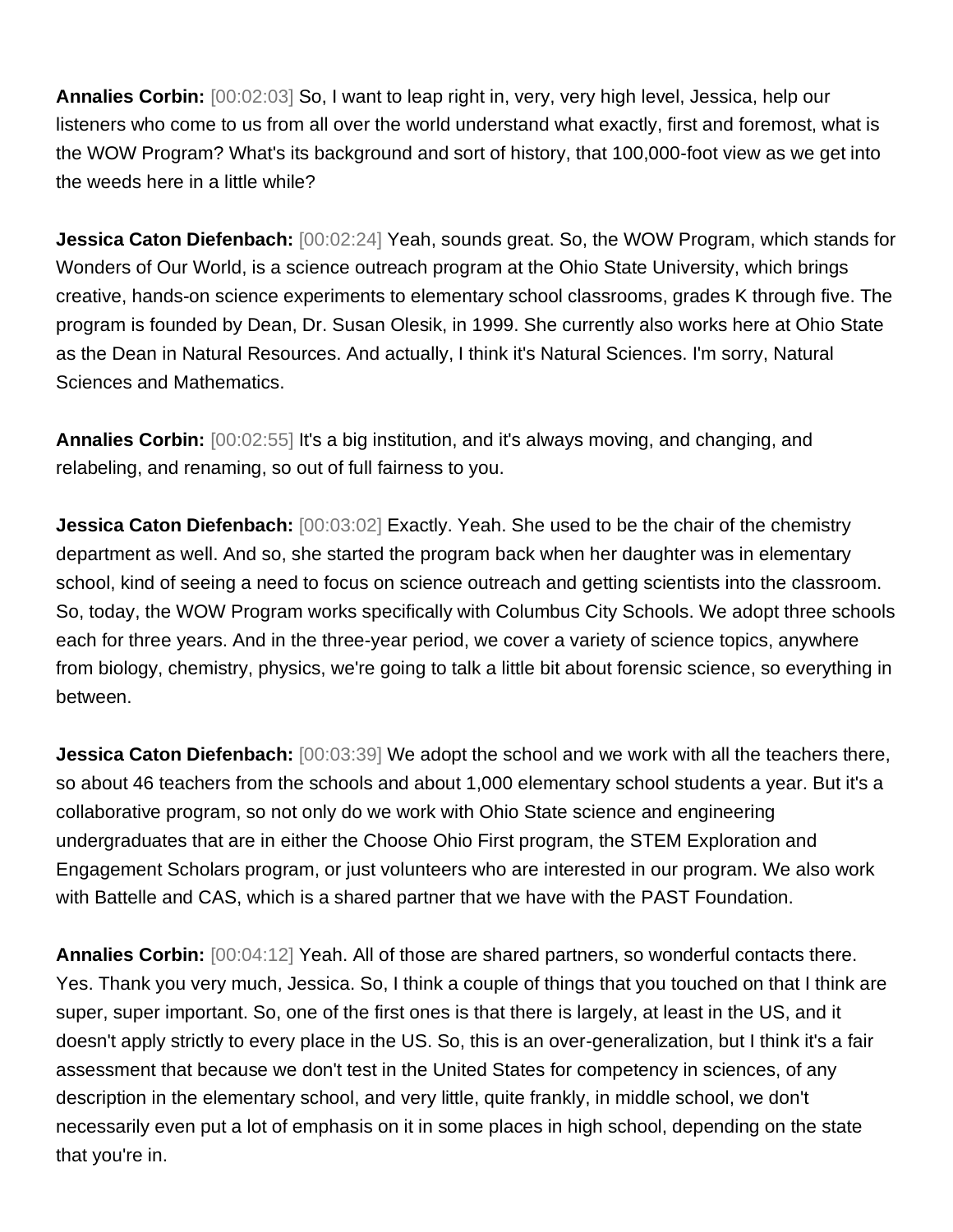**Annalies Corbin:** [00:02:03] So, I want to leap right in, very, very high level, Jessica, help our listeners who come to us from all over the world understand what exactly, first and foremost, what is the WOW Program? What's its background and sort of history, that 100,000-foot view as we get into the weeds here in a little while?

**Jessica Caton Diefenbach:** [00:02:24] Yeah, sounds great. So, the WOW Program, which stands for Wonders of Our World, is a science outreach program at the Ohio State University, which brings creative, hands-on science experiments to elementary school classrooms, grades K through five. The program is founded by Dean, Dr. Susan Olesik, in 1999. She currently also works here at Ohio State as the Dean in Natural Resources. And actually, I think it's Natural Sciences. I'm sorry, Natural Sciences and Mathematics.

**Annalies Corbin:** [00:02:55] It's a big institution, and it's always moving, and changing, and relabeling, and renaming, so out of full fairness to you.

**Jessica Caton Diefenbach:** [00:03:02] Exactly. Yeah. She used to be the chair of the chemistry department as well. And so, she started the program back when her daughter was in elementary school, kind of seeing a need to focus on science outreach and getting scientists into the classroom. So, today, the WOW Program works specifically with Columbus City Schools. We adopt three schools each for three years. And in the three-year period, we cover a variety of science topics, anywhere from biology, chemistry, physics, we're going to talk a little bit about forensic science, so everything in between.

**Jessica Caton Diefenbach:** [00:03:39] We adopt the school and we work with all the teachers there, so about 46 teachers from the schools and about 1,000 elementary school students a year. But it's a collaborative program, so not only do we work with Ohio State science and engineering undergraduates that are in either the Choose Ohio First program, the STEM Exploration and Engagement Scholars program, or just volunteers who are interested in our program. We also work with Battelle and CAS, which is a shared partner that we have with the PAST Foundation.

**Annalies Corbin:** [00:04:12] Yeah. All of those are shared partners, so wonderful contacts there. Yes. Thank you very much, Jessica. So, I think a couple of things that you touched on that I think are super, super important. So, one of the first ones is that there is largely, at least in the US, and it doesn't apply strictly to every place in the US. So, this is an over-generalization, but I think it's a fair assessment that because we don't test in the United States for competency in sciences, of any description in the elementary school, and very little, quite frankly, in middle school, we don't necessarily even put a lot of emphasis on it in some places in high school, depending on the state that you're in.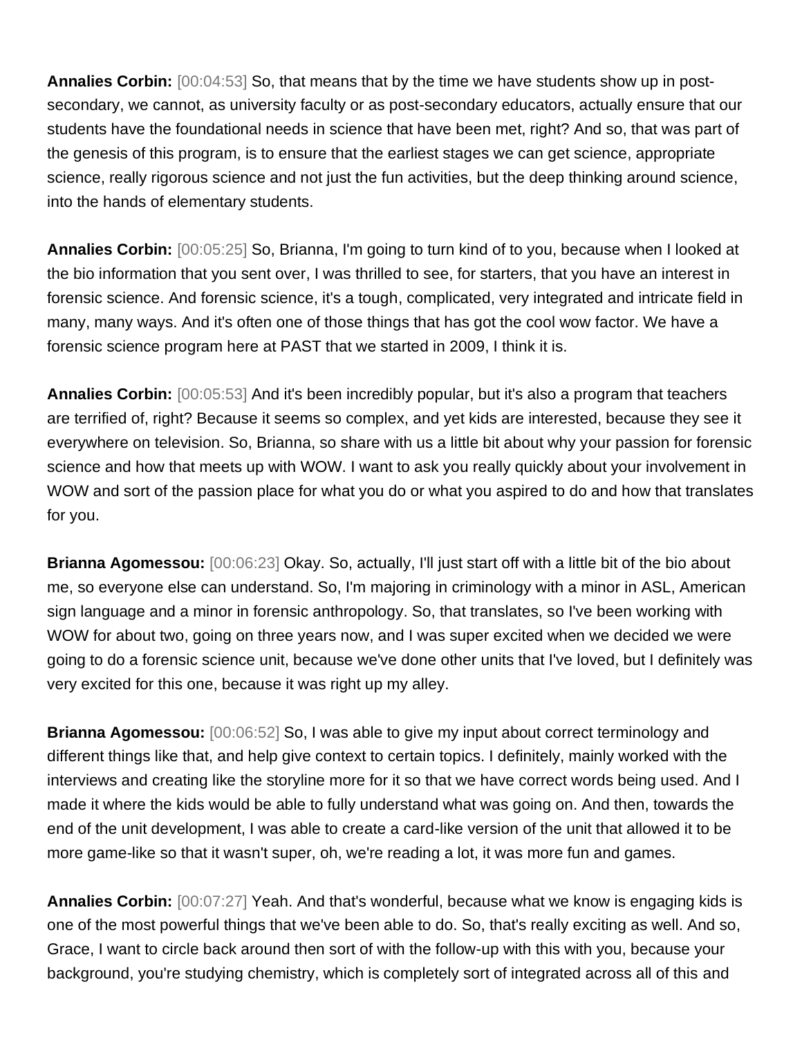**Annalies Corbin:** [00:04:53] So, that means that by the time we have students show up in post-secondary, we cannot, as university faculty or as post-secondary educators, actually ensure that our students have the foundational needs in science that have been met, right? And so, that was part of the genesis of this program, is to ensure that the earliest stages we can get science, appropriate science, really rigorous science and not just the fun activities, but the deep thinking around science, into the hands of elementary students.

**Annalies Corbin:** [00:05:25] So, Brianna, I'm going to turn kind of to you, because when I looked at the bio information that you sent over, I was thrilled to see, for starters, that you have an interest in forensic science. And forensic science, it's a tough, complicated, very integrated and intricate field in many, many ways. And it's often one of those things that has got the cool wow factor. We have a forensic science program here at PAST that we started in 2009, I think it is.

**Annalies Corbin:** [00:05:53] And it's been incredibly popular, but it's also a program that teachers are terrified of, right? Because it seems so complex, and yet kids are interested, because they see it everywhere on television. So, Brianna, so share with us a little bit about why your passion for forensic science and how that meets up with WOW. I want to ask you really quickly about your involvement in WOW and sort of the passion place for what you do or what you aspired to do and how that translates for you.

**Brianna Agomessou:** [00:06:23] Okay. So, actually, I'll just start off with a little bit of the bio about me, so everyone else can understand. So, I'm majoring in criminology with a minor in ASL, American sign language and a minor in forensic anthropology. So, that translates, so I've been working with WOW for about two, going on three years now, and I was super excited when we decided we were going to do a forensic science unit, because we've done other units that I've loved, but I definitely was very excited for this one, because it was right up my alley.

**Brianna Agomessou:** [00:06:52] So, I was able to give my input about correct terminology and different things like that, and help give context to certain topics. I definitely, mainly worked with the interviews and creating like the storyline more for it so that we have correct words being used. And I made it where the kids would be able to fully understand what was going on. And then, towards the end of the unit development, I was able to create a card-like version of the unit that allowed it to be more game-like so that it wasn't super, oh, we're reading a lot, it was more fun and games.

**Annalies Corbin:** [00:07:27] Yeah. And that's wonderful, because what we know is engaging kids is one of the most powerful things that we've been able to do. So, that's really exciting as well. And so, Grace, I want to circle back around then sort of with the follow-up with this with you, because your background, you're studying chemistry, which is completely sort of integrated across all of this and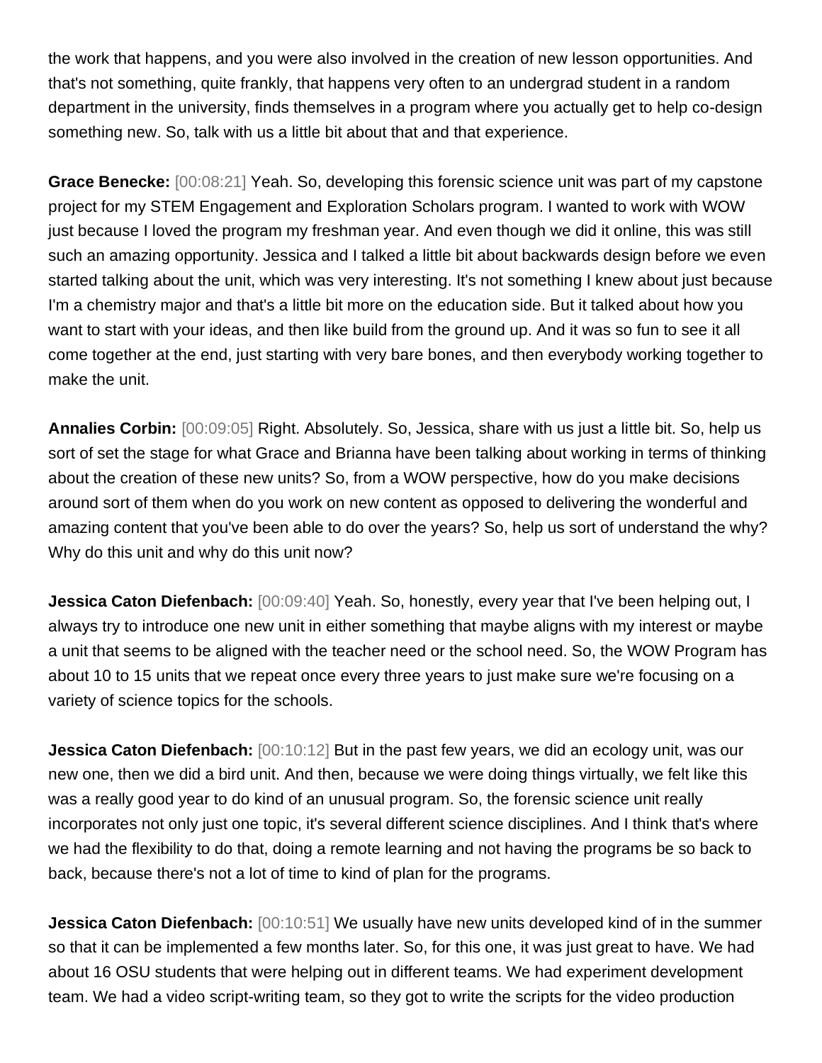the work that happens, and you were also involved in the creation of new lesson opportunities. And that's not something, quite frankly, that happens very often to an undergrad student in a random department in the university, finds themselves in a program where you actually get to help co-design something new. So, talk with us a little bit about that and that experience.

**Grace Benecke:** [00:08:21] Yeah. So, developing this forensic science unit was part of my capstone project for my STEM Engagement and Exploration Scholars program. I wanted to work with WOW just because I loved the program my freshman year. And even though we did it online, this was still such an amazing opportunity. Jessica and I talked a little bit about backwards design before we even started talking about the unit, which was very interesting. It's not something I knew about just because I'm a chemistry major and that's a little bit more on the education side. But it talked about how you want to start with your ideas, and then like build from the ground up. And it was so fun to see it all come together at the end, just starting with very bare bones, and then everybody working together to make the unit.

**Annalies Corbin:** [00:09:05] Right. Absolutely. So, Jessica, share with us just a little bit. So, help us sort of set the stage for what Grace and Brianna have been talking about working in terms of thinking about the creation of these new units? So, from a WOW perspective, how do you make decisions around sort of them when do you work on new content as opposed to delivering the wonderful and amazing content that you've been able to do over the years? So, help us sort of understand the why? Why do this unit and why do this unit now?

**Jessica Caton Diefenbach:** [00:09:40] Yeah. So, honestly, every year that I've been helping out, I always try to introduce one new unit in either something that maybe aligns with my interest or maybe a unit that seems to be aligned with the teacher need or the school need. So, the WOW Program has about 10 to 15 units that we repeat once every three years to just make sure we're focusing on a variety of science topics for the schools.

**Jessica Caton Diefenbach:** [00:10:12] But in the past few years, we did an ecology unit, was our new one, then we did a bird unit. And then, because we were doing things virtually, we felt like this was a really good year to do kind of an unusual program. So, the forensic science unit really incorporates not only just one topic, it's several different science disciplines. And I think that's where we had the flexibility to do that, doing a remote learning and not having the programs be so back to back, because there's not a lot of time to kind of plan for the programs.

**Jessica Caton Diefenbach:** [00:10:51] We usually have new units developed kind of in the summer so that it can be implemented a few months later. So, for this one, it was just great to have. We had about 16 OSU students that were helping out in different teams. We had experiment development team. We had a video script-writing team, so they got to write the scripts for the video production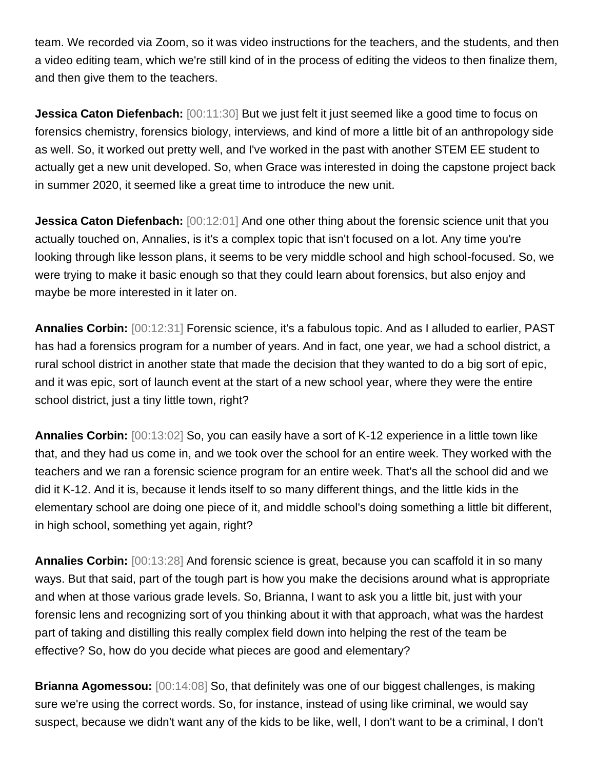team. We recorded via Zoom, so it was video instructions for the teachers, and the students, and then a video editing team, which we're still kind of in the process of editing the videos to then finalize them, and then give them to the teachers.

**Jessica Caton Diefenbach:** [00:11:30] But we just felt it just seemed like a good time to focus on forensics chemistry, forensics biology, interviews, and kind of more a little bit of an anthropology side as well. So, it worked out pretty well, and I've worked in the past with another STEM EE student to actually get a new unit developed. So, when Grace was interested in doing the capstone project back in summer 2020, it seemed like a great time to introduce the new unit.

**Jessica Caton Diefenbach:** [00:12:01] And one other thing about the forensic science unit that you actually touched on, Annalies, is it's a complex topic that isn't focused on a lot. Any time you're looking through like lesson plans, it seems to be very middle school and high school-focused. So, we were trying to make it basic enough so that they could learn about forensics, but also enjoy and maybe be more interested in it later on.

**Annalies Corbin:** [00:12:31] Forensic science, it's a fabulous topic. And as I alluded to earlier, PAST has had a forensics program for a number of years. And in fact, one year, we had a school district, a rural school district in another state that made the decision that they wanted to do a big sort of epic, and it was epic, sort of launch event at the start of a new school year, where they were the entire school district, just a tiny little town, right?

**Annalies Corbin:** [00:13:02] So, you can easily have a sort of K-12 experience in a little town like that, and they had us come in, and we took over the school for an entire week. They worked with the teachers and we ran a forensic science program for an entire week. That's all the school did and we did it K-12. And it is, because it lends itself to so many different things, and the little kids in the elementary school are doing one piece of it, and middle school's doing something a little bit different, in high school, something yet again, right?

**Annalies Corbin:** [00:13:28] And forensic science is great, because you can scaffold it in so many ways. But that said, part of the tough part is how you make the decisions around what is appropriate and when at those various grade levels. So, Brianna, I want to ask you a little bit, just with your forensic lens and recognizing sort of you thinking about it with that approach, what was the hardest part of taking and distilling this really complex field down into helping the rest of the team be effective? So, how do you decide what pieces are good and elementary?

**Brianna Agomessou:** [00:14:08] So, that definitely was one of our biggest challenges, is making sure we're using the correct words. So, for instance, instead of using like criminal, we would say suspect, because we didn't want any of the kids to be like, well, I don't want to be a criminal, I don't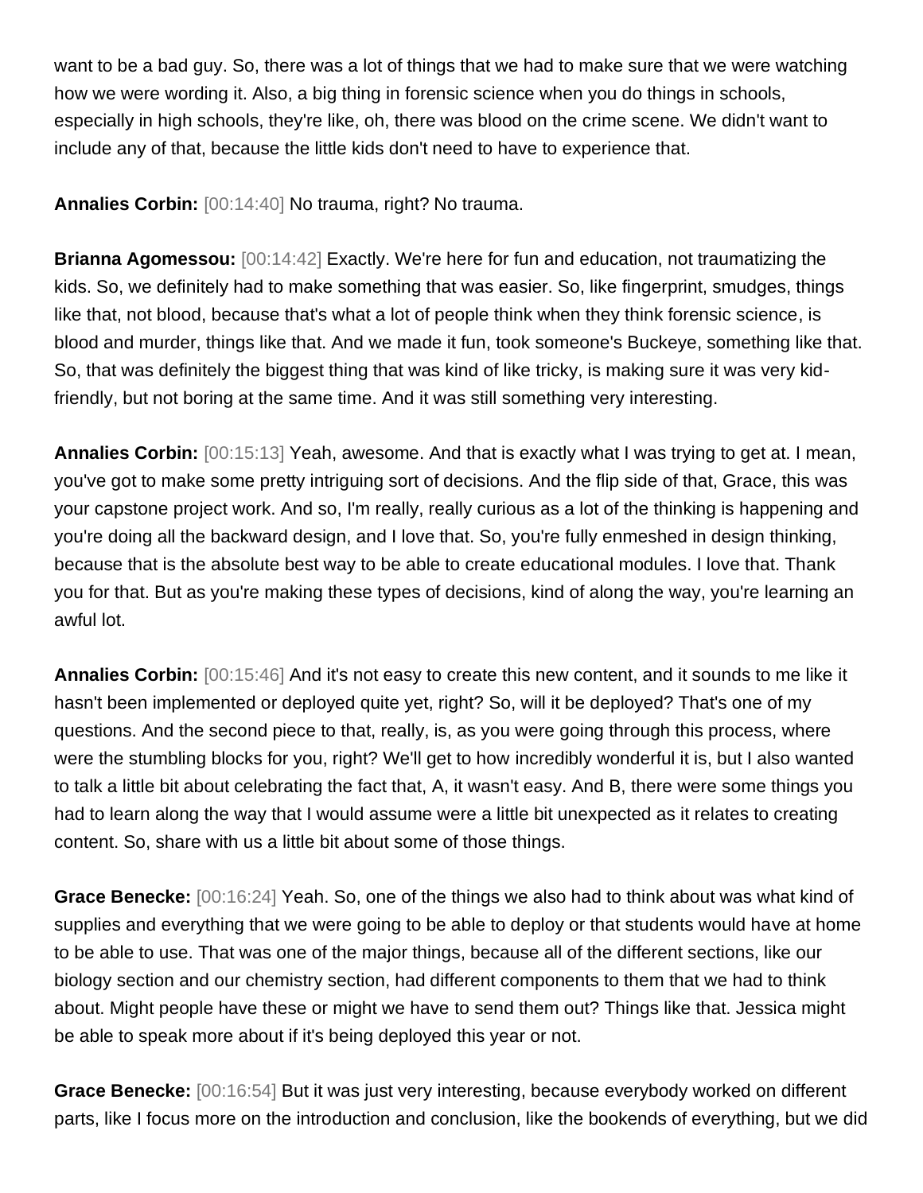want to be a bad guy. So, there was a lot of things that we had to make sure that we were watching how we were wording it. Also, a big thing in forensic science when you do things in schools, especially in high schools, they're like, oh, there was blood on the crime scene. We didn't want to include any of that, because the little kids don't need to have to experience that.

**Annalies Corbin:** [00:14:40] No trauma, right? No trauma.

**Brianna Agomessou:** [00:14:42] Exactly. We're here for fun and education, not traumatizing the kids. So, we definitely had to make something that was easier. So, like fingerprint, smudges, things like that, not blood, because that's what a lot of people think when they think forensic science, is blood and murder, things like that. And we made it fun, took someone's Buckeye, something like that. So, that was definitely the biggest thing that was kind of like tricky, is making sure it was very kid-friendly, but not boring at the same time. And it was still something very interesting.

**Annalies Corbin:** [00:15:13] Yeah, awesome. And that is exactly what I was trying to get at. I mean, you've got to make some pretty intriguing sort of decisions. And the flip side of that, Grace, this was your capstone project work. And so, I'm really, really curious as a lot of the thinking is happening and you're doing all the backward design, and I love that. So, you're fully enmeshed in design thinking, because that is the absolute best way to be able to create educational modules. I love that. Thank you for that. But as you're making these types of decisions, kind of along the way, you're learning an awful lot.

**Annalies Corbin:** [00:15:46] And it's not easy to create this new content, and it sounds to me like it hasn't been implemented or deployed quite yet, right? So, will it be deployed? That's one of my questions. And the second piece to that, really, is, as you were going through this process, where were the stumbling blocks for you, right? We'll get to how incredibly wonderful it is, but I also wanted to talk a little bit about celebrating the fact that, A, it wasn't easy. And B, there were some things you had to learn along the way that I would assume were a little bit unexpected as it relates to creating content. So, share with us a little bit about some of those things.

**Grace Benecke:** [00:16:24] Yeah. So, one of the things we also had to think about was what kind of supplies and everything that we were going to be able to deploy or that students would have at home to be able to use. That was one of the major things, because all of the different sections, like our biology section and our chemistry section, had different components to them that we had to think about. Might people have these or might we have to send them out? Things like that. Jessica might be able to speak more about if it's being deployed this year or not.

**Grace Benecke:** [00:16:54] But it was just very interesting, because everybody worked on different parts, like I focus more on the introduction and conclusion, like the bookends of everything, but we did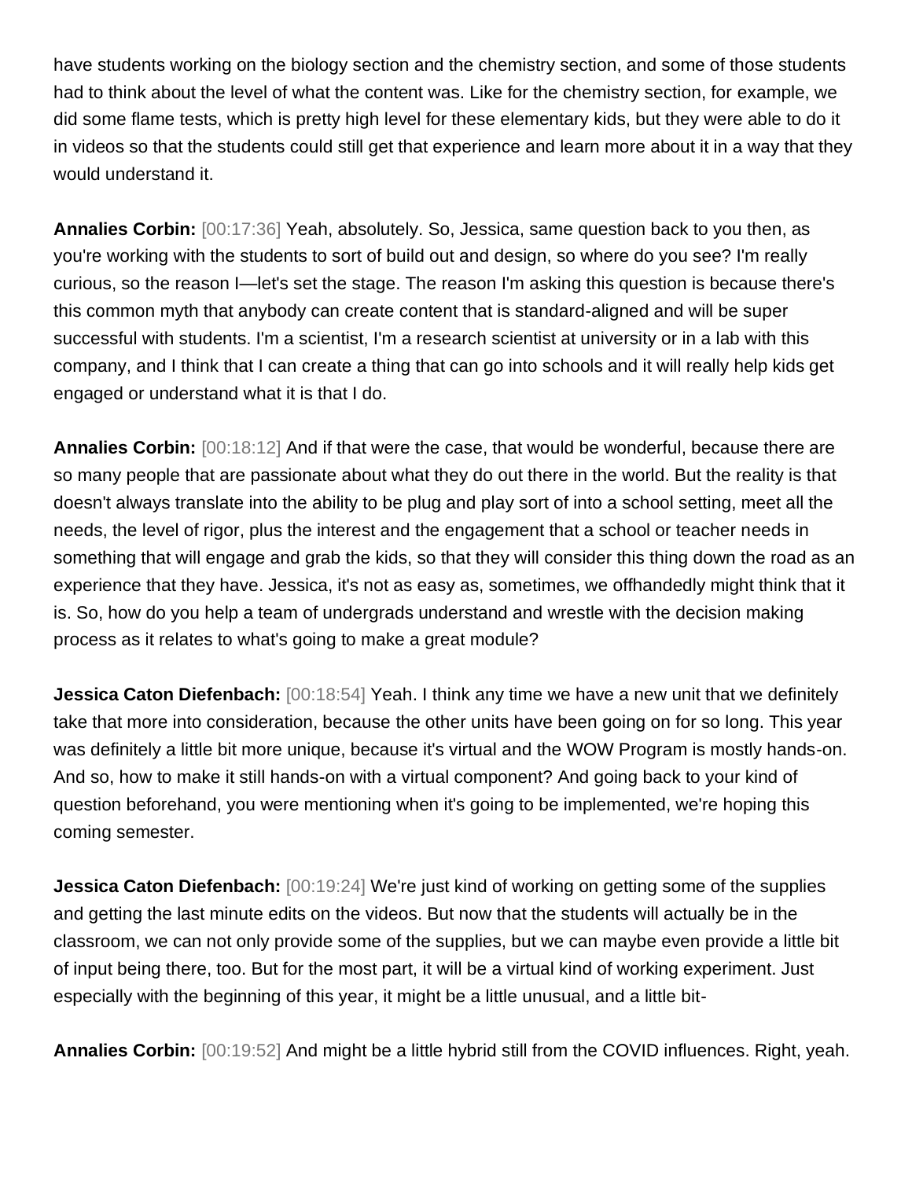have students working on the biology section and the chemistry section, and some of those students had to think about the level of what the content was. Like for the chemistry section, for example, we did some flame tests, which is pretty high level for these elementary kids, but they were able to do it in videos so that the students could still get that experience and learn more about it in a way that they would understand it.

**Annalies Corbin:** [00:17:36] Yeah, absolutely. So, Jessica, same question back to you then, as you're working with the students to sort of build out and design, so where do you see? I'm really curious, so the reason I—let's set the stage. The reason I'm asking this question is because there's this common myth that anybody can create content that is standard-aligned and will be super successful with students. I'm a scientist, I'm a research scientist at university or in a lab with this company, and I think that I can create a thing that can go into schools and it will really help kids get engaged or understand what it is that I do.

**Annalies Corbin:** [00:18:12] And if that were the case, that would be wonderful, because there are so many people that are passionate about what they do out there in the world. But the reality is that doesn't always translate into the ability to be plug and play sort of into a school setting, meet all the needs, the level of rigor, plus the interest and the engagement that a school or teacher needs in something that will engage and grab the kids, so that they will consider this thing down the road as an experience that they have. Jessica, it's not as easy as, sometimes, we offhandedly might think that it is. So, how do you help a team of undergrads understand and wrestle with the decision making process as it relates to what's going to make a great module?

**Jessica Caton Diefenbach:** [00:18:54] Yeah. I think any time we have a new unit that we definitely take that more into consideration, because the other units have been going on for so long. This year was definitely a little bit more unique, because it's virtual and the WOW Program is mostly hands-on. And so, how to make it still hands-on with a virtual component? And going back to your kind of question beforehand, you were mentioning when it's going to be implemented, we're hoping this coming semester.

**Jessica Caton Diefenbach:** [00:19:24] We're just kind of working on getting some of the supplies and getting the last minute edits on the videos. But now that the students will actually be in the classroom, we can not only provide some of the supplies, but we can maybe even provide a little bit of input being there, too. But for the most part, it will be a virtual kind of working experiment. Just especially with the beginning of this year, it might be a little unusual, and a little bit-

**Annalies Corbin:** [00:19:52] And might be a little hybrid still from the COVID influences. Right, yeah.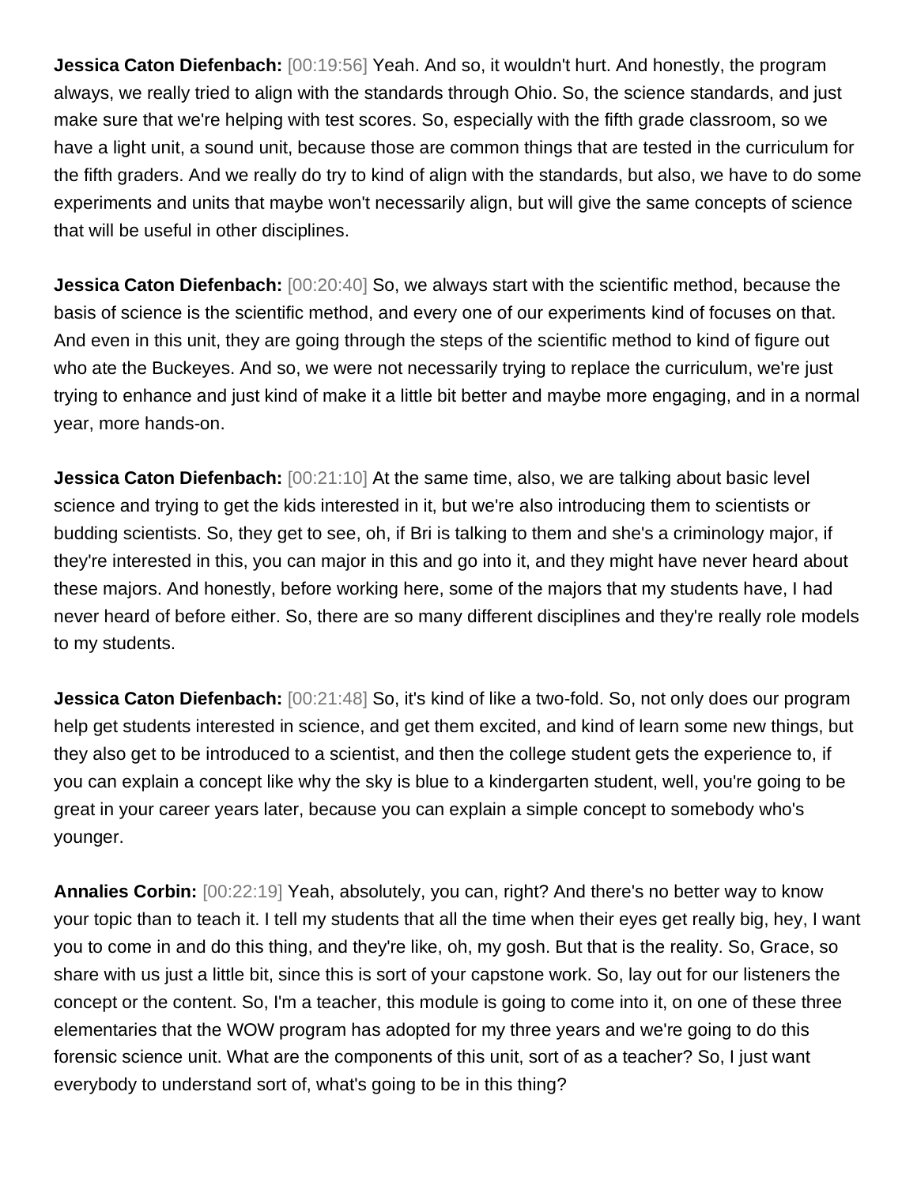**Jessica Caton Diefenbach:** [00:19:56] Yeah. And so, it wouldn't hurt. And honestly, the program always, we really tried to align with the standards through Ohio. So, the science standards, and just make sure that we're helping with test scores. So, especially with the fifth grade classroom, so we have a light unit, a sound unit, because those are common things that are tested in the curriculum for the fifth graders. And we really do try to kind of align with the standards, but also, we have to do some experiments and units that maybe won't necessarily align, but will give the same concepts of science that will be useful in other disciplines.

**Jessica Caton Diefenbach:** [00:20:40] So, we always start with the scientific method, because the basis of science is the scientific method, and every one of our experiments kind of focuses on that. And even in this unit, they are going through the steps of the scientific method to kind of figure out who ate the Buckeyes. And so, we were not necessarily trying to replace the curriculum, we're just trying to enhance and just kind of make it a little bit better and maybe more engaging, and in a normal year, more hands-on.

**Jessica Caton Diefenbach:** [00:21:10] At the same time, also, we are talking about basic level science and trying to get the kids interested in it, but we're also introducing them to scientists or budding scientists. So, they get to see, oh, if Bri is talking to them and she's a criminology major, if they're interested in this, you can major in this and go into it, and they might have never heard about these majors. And honestly, before working here, some of the majors that my students have, I had never heard of before either. So, there are so many different disciplines and they're really role models to my students.

**Jessica Caton Diefenbach:** [00:21:48] So, it's kind of like a two-fold. So, not only does our program help get students interested in science, and get them excited, and kind of learn some new things, but they also get to be introduced to a scientist, and then the college student gets the experience to, if you can explain a concept like why the sky is blue to a kindergarten student, well, you're going to be great in your career years later, because you can explain a simple concept to somebody who's younger.

**Annalies Corbin:** [00:22:19] Yeah, absolutely, you can, right? And there's no better way to know your topic than to teach it. I tell my students that all the time when their eyes get really big, hey, I want you to come in and do this thing, and they're like, oh, my gosh. But that is the reality. So, Grace, so share with us just a little bit, since this is sort of your capstone work. So, lay out for our listeners the concept or the content. So, I'm a teacher, this module is going to come into it, on one of these three elementaries that the WOW program has adopted for my three years and we're going to do this forensic science unit. What are the components of this unit, sort of as a teacher? So, I just want everybody to understand sort of, what's going to be in this thing?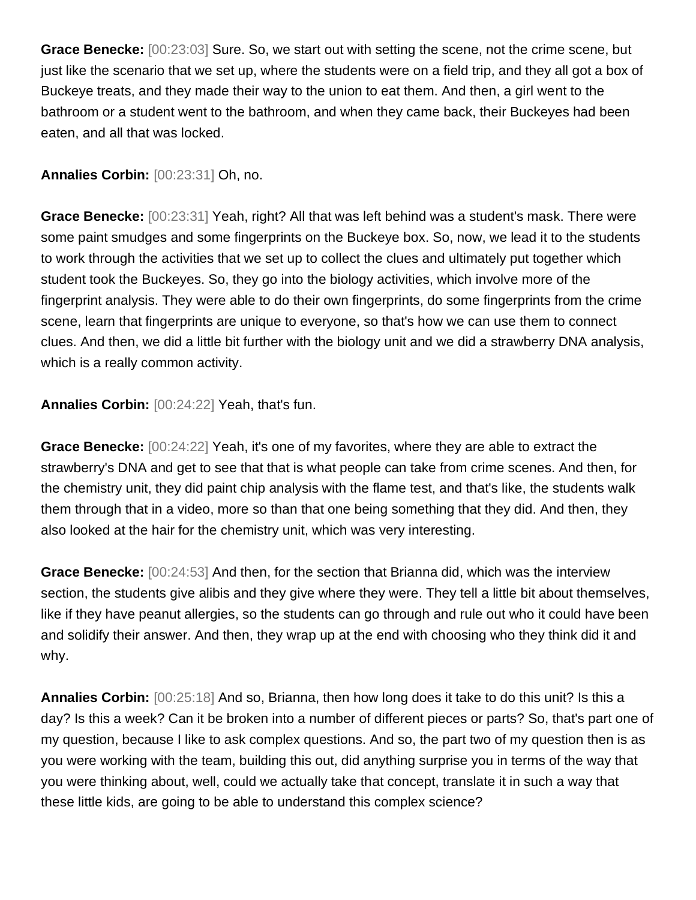**Grace Benecke:** [00:23:03] Sure. So, we start out with setting the scene, not the crime scene, but just like the scenario that we set up, where the students were on a field trip, and they all got a box of Buckeye treats, and they made their way to the union to eat them. And then, a girl went to the bathroom or a student went to the bathroom, and when they came back, their Buckeyes had been eaten, and all that was locked.

**Annalies Corbin:** [00:23:31] Oh, no.

**Grace Benecke:** [00:23:31] Yeah, right? All that was left behind was a student's mask. There were some paint smudges and some fingerprints on the Buckeye box. So, now, we lead it to the students to work through the activities that we set up to collect the clues and ultimately put together which student took the Buckeyes. So, they go into the biology activities, which involve more of the fingerprint analysis. They were able to do their own fingerprints, do some fingerprints from the crime scene, learn that fingerprints are unique to everyone, so that's how we can use them to connect clues. And then, we did a little bit further with the biology unit and we did a strawberry DNA analysis, which is a really common activity.

**Annalies Corbin:** [00:24:22] Yeah, that's fun.

**Grace Benecke:** [00:24:22] Yeah, it's one of my favorites, where they are able to extract the strawberry's DNA and get to see that that is what people can take from crime scenes. And then, for the chemistry unit, they did paint chip analysis with the flame test, and that's like, the students walk them through that in a video, more so than that one being something that they did. And then, they also looked at the hair for the chemistry unit, which was very interesting.

**Grace Benecke:** [00:24:53] And then, for the section that Brianna did, which was the interview section, the students give alibis and they give where they were. They tell a little bit about themselves, like if they have peanut allergies, so the students can go through and rule out who it could have been and solidify their answer. And then, they wrap up at the end with choosing who they think did it and why.

**Annalies Corbin:** [00:25:18] And so, Brianna, then how long does it take to do this unit? Is this a day? Is this a week? Can it be broken into a number of different pieces or parts? So, that's part one of my question, because I like to ask complex questions. And so, the part two of my question then is as you were working with the team, building this out, did anything surprise you in terms of the way that you were thinking about, well, could we actually take that concept, translate it in such a way that these little kids, are going to be able to understand this complex science?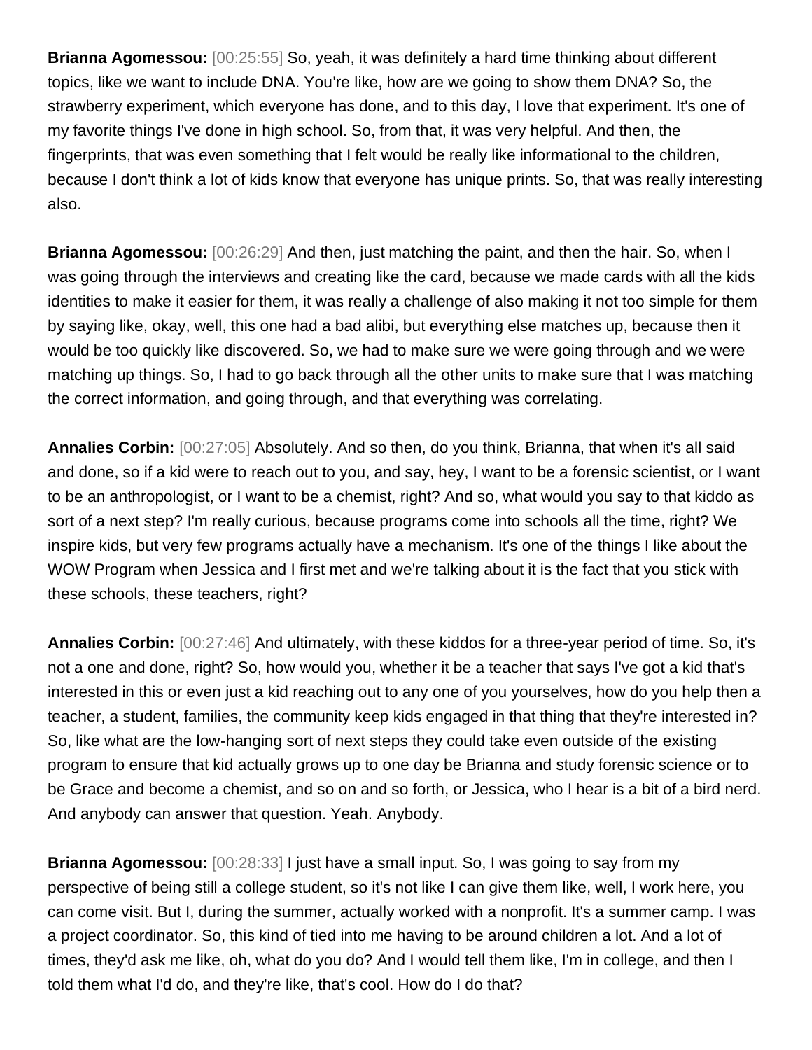**Brianna Agomessou:** [00:25:55] So, yeah, it was definitely a hard time thinking about different topics, like we want to include DNA. You're like, how are we going to show them DNA? So, the strawberry experiment, which everyone has done, and to this day, I love that experiment. It's one of my favorite things I've done in high school. So, from that, it was very helpful. And then, the fingerprints, that was even something that I felt would be really like informational to the children, because I don't think a lot of kids know that everyone has unique prints. So, that was really interesting also.

**Brianna Agomessou:** [00:26:29] And then, just matching the paint, and then the hair. So, when I was going through the interviews and creating like the card, because we made cards with all the kids identities to make it easier for them, it was really a challenge of also making it not too simple for them by saying like, okay, well, this one had a bad alibi, but everything else matches up, because then it would be too quickly like discovered. So, we had to make sure we were going through and we were matching up things. So, I had to go back through all the other units to make sure that I was matching the correct information, and going through, and that everything was correlating.

**Annalies Corbin:** [00:27:05] Absolutely. And so then, do you think, Brianna, that when it's all said and done, so if a kid were to reach out to you, and say, hey, I want to be a forensic scientist, or I want to be an anthropologist, or I want to be a chemist, right? And so, what would you say to that kiddo as sort of a next step? I'm really curious, because programs come into schools all the time, right? We inspire kids, but very few programs actually have a mechanism. It's one of the things I like about the WOW Program when Jessica and I first met and we're talking about it is the fact that you stick with these schools, these teachers, right?

**Annalies Corbin:** [00:27:46] And ultimately, with these kiddos for a three-year period of time. So, it's not a one and done, right? So, how would you, whether it be a teacher that says I've got a kid that's interested in this or even just a kid reaching out to any one of you yourselves, how do you help then a teacher, a student, families, the community keep kids engaged in that thing that they're interested in? So, like what are the low-hanging sort of next steps they could take even outside of the existing program to ensure that kid actually grows up to one day be Brianna and study forensic science or to be Grace and become a chemist, and so on and so forth, or Jessica, who I hear is a bit of a bird nerd. And anybody can answer that question. Yeah. Anybody.

**Brianna Agomessou:** [00:28:33] I just have a small input. So, I was going to say from my perspective of being still a college student, so it's not like I can give them like, well, I work here, you can come visit. But I, during the summer, actually worked with a nonprofit. It's a summer camp. I was a project coordinator. So, this kind of tied into me having to be around children a lot. And a lot of times, they'd ask me like, oh, what do you do? And I would tell them like, I'm in college, and then I told them what I'd do, and they're like, that's cool. How do I do that?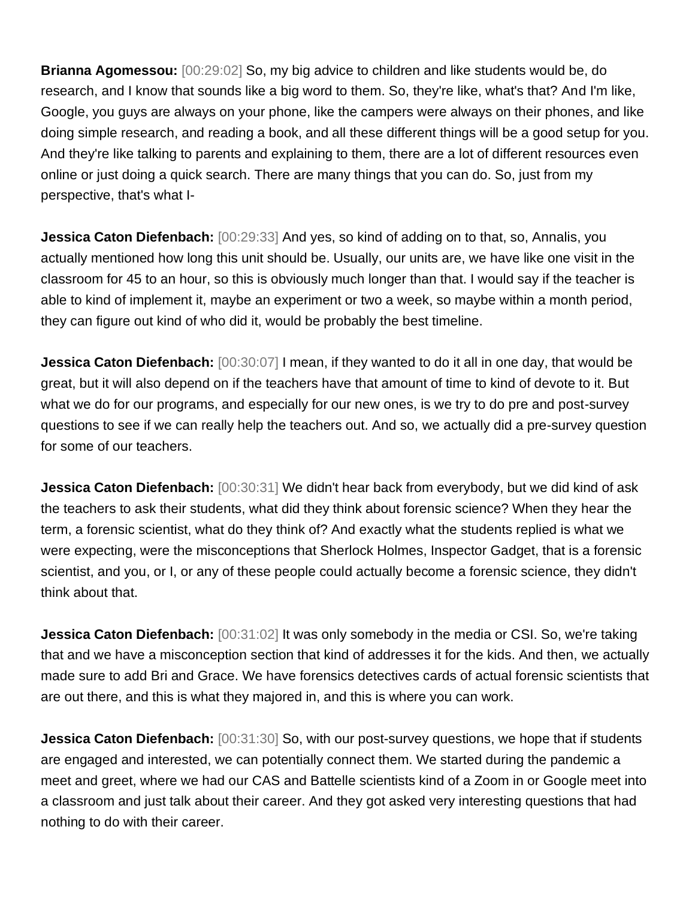**Brianna Agomessou:** [00:29:02] So, my big advice to children and like students would be, do research, and I know that sounds like a big word to them. So, they're like, what's that? And I'm like, Google, you guys are always on your phone, like the campers were always on their phones, and like doing simple research, and reading a book, and all these different things will be a good setup for you. And they're like talking to parents and explaining to them, there are a lot of different resources even online or just doing a quick search. There are many things that you can do. So, just from my perspective, that's what I-

**Jessica Caton Diefenbach:** [00:29:33] And yes, so kind of adding on to that, so, Annalis, you actually mentioned how long this unit should be. Usually, our units are, we have like one visit in the classroom for 45 to an hour, so this is obviously much longer than that. I would say if the teacher is able to kind of implement it, maybe an experiment or two a week, so maybe within a month period, they can figure out kind of who did it, would be probably the best timeline.

**Jessica Caton Diefenbach:** [00:30:07] I mean, if they wanted to do it all in one day, that would be great, but it will also depend on if the teachers have that amount of time to kind of devote to it. But what we do for our programs, and especially for our new ones, is we try to do pre and post-survey questions to see if we can really help the teachers out. And so, we actually did a pre-survey question for some of our teachers.

**Jessica Caton Diefenbach:** [00:30:31] We didn't hear back from everybody, but we did kind of ask the teachers to ask their students, what did they think about forensic science? When they hear the term, a forensic scientist, what do they think of? And exactly what the students replied is what we were expecting, were the misconceptions that Sherlock Holmes, Inspector Gadget, that is a forensic scientist, and you, or I, or any of these people could actually become a forensic science, they didn't think about that.

**Jessica Caton Diefenbach:** [00:31:02] It was only somebody in the media or CSI. So, we're taking that and we have a misconception section that kind of addresses it for the kids. And then, we actually made sure to add Bri and Grace. We have forensics detectives cards of actual forensic scientists that are out there, and this is what they majored in, and this is where you can work.

**Jessica Caton Diefenbach:** [00:31:30] So, with our post-survey questions, we hope that if students are engaged and interested, we can potentially connect them. We started during the pandemic a meet and greet, where we had our CAS and Battelle scientists kind of a Zoom in or Google meet into a classroom and just talk about their career. And they got asked very interesting questions that had nothing to do with their career.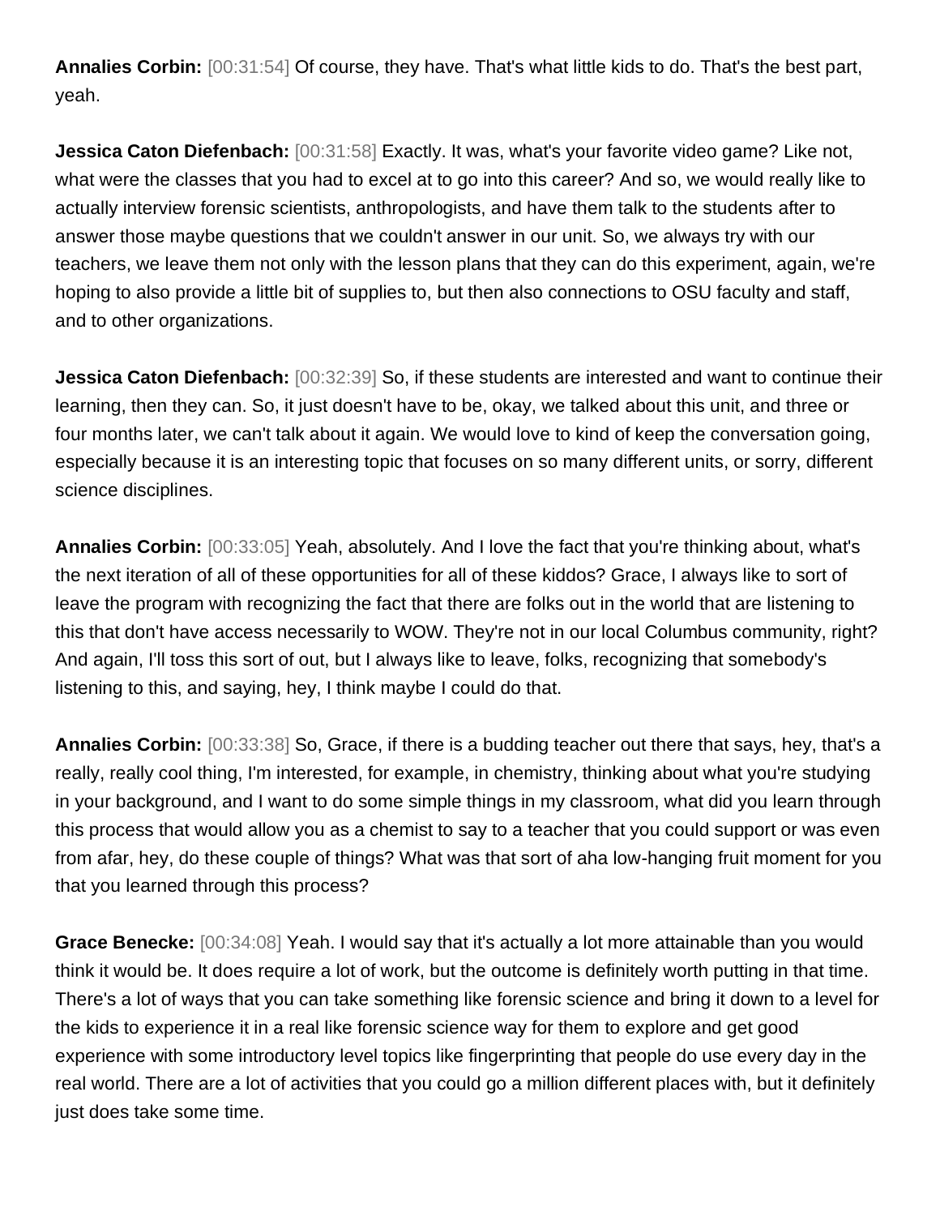**Annalies Corbin:** [00:31:54] Of course, they have. That's what little kids to do. That's the best part, yeah.

**Jessica Caton Diefenbach:** [00:31:58] Exactly. It was, what's your favorite video game? Like not, what were the classes that you had to excel at to go into this career? And so, we would really like to actually interview forensic scientists, anthropologists, and have them talk to the students after to answer those maybe questions that we couldn't answer in our unit. So, we always try with our teachers, we leave them not only with the lesson plans that they can do this experiment, again, we're hoping to also provide a little bit of supplies to, but then also connections to OSU faculty and staff, and to other organizations.

**Jessica Caton Diefenbach:** [00:32:39] So, if these students are interested and want to continue their learning, then they can. So, it just doesn't have to be, okay, we talked about this unit, and three or four months later, we can't talk about it again. We would love to kind of keep the conversation going, especially because it is an interesting topic that focuses on so many different units, or sorry, different science disciplines.

**Annalies Corbin:** [00:33:05] Yeah, absolutely. And I love the fact that you're thinking about, what's the next iteration of all of these opportunities for all of these kiddos? Grace, I always like to sort of leave the program with recognizing the fact that there are folks out in the world that are listening to this that don't have access necessarily to WOW. They're not in our local Columbus community, right? And again, I'll toss this sort of out, but I always like to leave, folks, recognizing that somebody's listening to this, and saying, hey, I think maybe I could do that.

**Annalies Corbin:** [00:33:38] So, Grace, if there is a budding teacher out there that says, hey, that's a really, really cool thing, I'm interested, for example, in chemistry, thinking about what you're studying in your background, and I want to do some simple things in my classroom, what did you learn through this process that would allow you as a chemist to say to a teacher that you could support or was even from afar, hey, do these couple of things? What was that sort of aha low-hanging fruit moment for you that you learned through this process?

**Grace Benecke:** [00:34:08] Yeah. I would say that it's actually a lot more attainable than you would think it would be. It does require a lot of work, but the outcome is definitely worth putting in that time. There's a lot of ways that you can take something like forensic science and bring it down to a level for the kids to experience it in a real like forensic science way for them to explore and get good experience with some introductory level topics like fingerprinting that people do use every day in the real world. There are a lot of activities that you could go a million different places with, but it definitely just does take some time.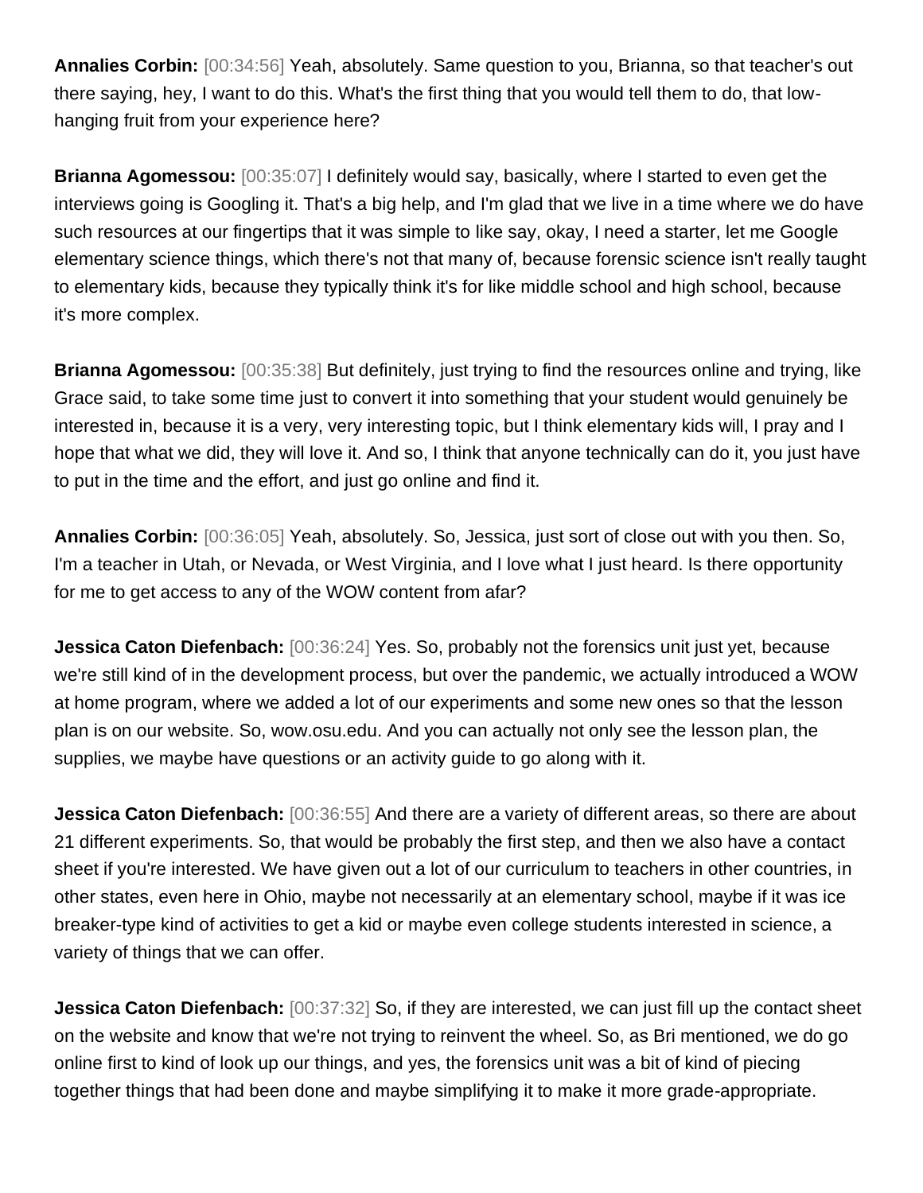**Annalies Corbin:** [00:34:56] Yeah, absolutely. Same question to you, Brianna, so that teacher's out there saying, hey, I want to do this. What's the first thing that you would tell them to do, that low-hanging fruit from your experience here?

**Brianna Agomessou:** [00:35:07] I definitely would say, basically, where I started to even get the interviews going is Googling it. That's a big help, and I'm glad that we live in a time where we do have such resources at our fingertips that it was simple to like say, okay, I need a starter, let me Google elementary science things, which there's not that many of, because forensic science isn't really taught to elementary kids, because they typically think it's for like middle school and high school, because it's more complex.

**Brianna Agomessou:** [00:35:38] But definitely, just trying to find the resources online and trying, like Grace said, to take some time just to convert it into something that your student would genuinely be interested in, because it is a very, very interesting topic, but I think elementary kids will, I pray and I hope that what we did, they will love it. And so, I think that anyone technically can do it, you just have to put in the time and the effort, and just go online and find it.

**Annalies Corbin:** [00:36:05] Yeah, absolutely. So, Jessica, just sort of close out with you then. So, I'm a teacher in Utah, or Nevada, or West Virginia, and I love what I just heard. Is there opportunity for me to get access to any of the WOW content from afar?

**Jessica Caton Diefenbach:** [00:36:24] Yes. So, probably not the forensics unit just yet, because we're still kind of in the development process, but over the pandemic, we actually introduced a WOW at home program, where we added a lot of our experiments and some new ones so that the lesson plan is on our website. So, wow.osu.edu. And you can actually not only see the lesson plan, the supplies, we maybe have questions or an activity guide to go along with it.

**Jessica Caton Diefenbach:** [00:36:55] And there are a variety of different areas, so there are about 21 different experiments. So, that would be probably the first step, and then we also have a contact sheet if you're interested. We have given out a lot of our curriculum to teachers in other countries, in other states, even here in Ohio, maybe not necessarily at an elementary school, maybe if it was ice breaker-type kind of activities to get a kid or maybe even college students interested in science, a variety of things that we can offer.

**Jessica Caton Diefenbach:** [00:37:32] So, if they are interested, we can just fill up the contact sheet on the website and know that we're not trying to reinvent the wheel. So, as Bri mentioned, we do go online first to kind of look up our things, and yes, the forensics unit was a bit of kind of piecing together things that had been done and maybe simplifying it to make it more grade-appropriate.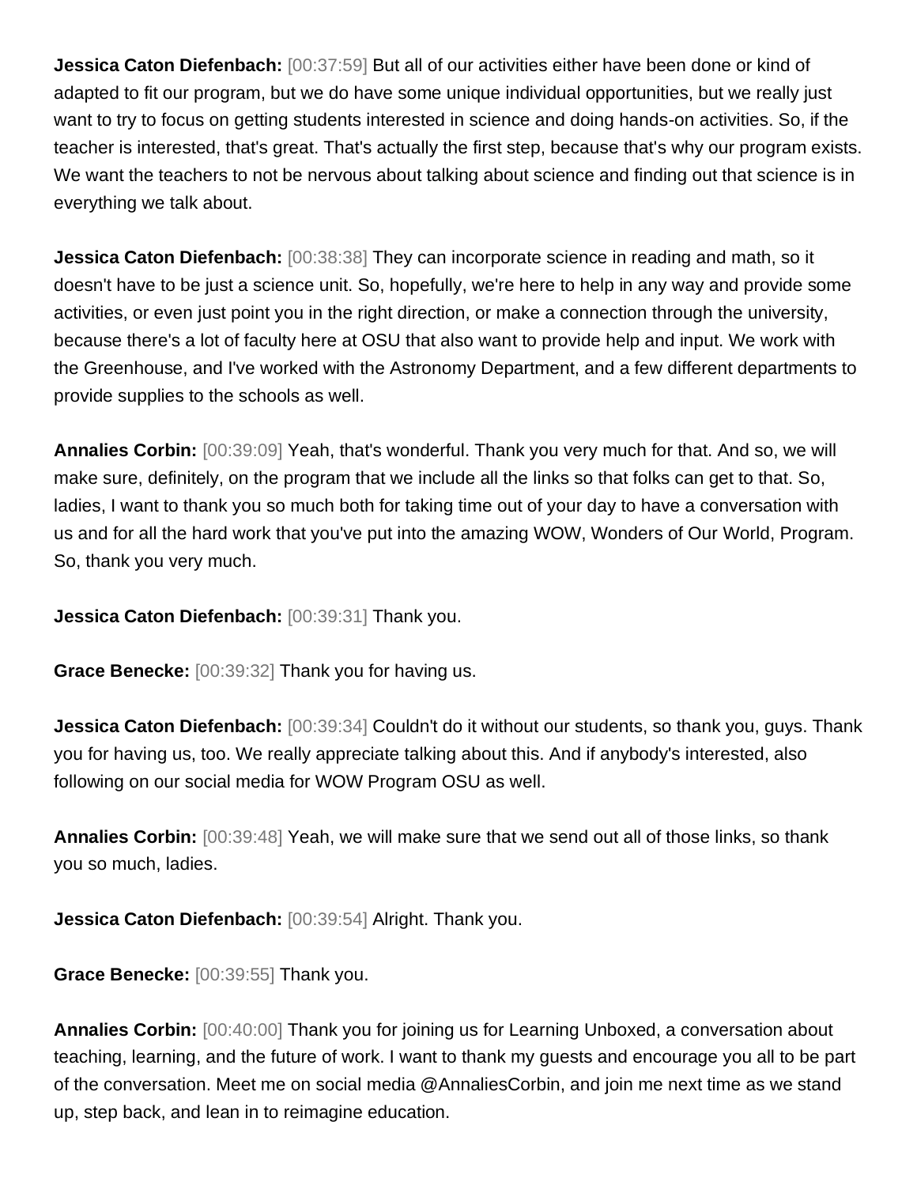**Jessica Caton Diefenbach:** [00:37:59] But all of our activities either have been done or kind of adapted to fit our program, but we do have some unique individual opportunities, but we really just want to try to focus on getting students interested in science and doing hands-on activities. So, if the teacher is interested, that's great. That's actually the first step, because that's why our program exists. We want the teachers to not be nervous about talking about science and finding out that science is in everything we talk about.

**Jessica Caton Diefenbach:** [00:38:38] They can incorporate science in reading and math, so it doesn't have to be just a science unit. So, hopefully, we're here to help in any way and provide some activities, or even just point you in the right direction, or make a connection through the university, because there's a lot of faculty here at OSU that also want to provide help and input. We work with the Greenhouse, and I've worked with the Astronomy Department, and a few different departments to provide supplies to the schools as well.

**Annalies Corbin:** [00:39:09] Yeah, that's wonderful. Thank you very much for that. And so, we will make sure, definitely, on the program that we include all the links so that folks can get to that. So, ladies, I want to thank you so much both for taking time out of your day to have a conversation with us and for all the hard work that you've put into the amazing WOW, Wonders of Our World, Program. So, thank you very much.

**Jessica Caton Diefenbach:** [00:39:31] Thank you.

**Grace Benecke:** [00:39:32] Thank you for having us.

**Jessica Caton Diefenbach:** [00:39:34] Couldn't do it without our students, so thank you, guys. Thank you for having us, too. We really appreciate talking about this. And if anybody's interested, also following on our social media for WOW Program OSU as well.

**Annalies Corbin:** [00:39:48] Yeah, we will make sure that we send out all of those links, so thank you so much, ladies.

**Jessica Caton Diefenbach:** [00:39:54] Alright. Thank you.

**Grace Benecke:** [00:39:55] Thank you.

**Annalies Corbin:** [00:40:00] Thank you for joining us for Learning Unboxed, a conversation about teaching, learning, and the future of work. I want to thank my guests and encourage you all to be part of the conversation. Meet me on social media @AnnaliesCorbin, and join me next time as we stand up, step back, and lean in to reimagine education.